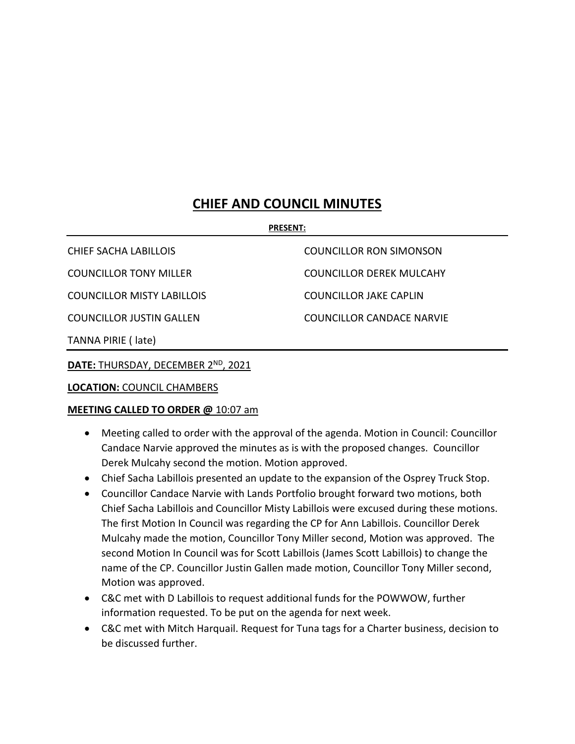# CHIEF AND COUNCIL MINUTES

**PRESENT:**

| | |
|---|---|
| CHIEF SACHA LABILLOIS | COUNCILLOR RON SIMONSON |
| COUNCILLOR TONY MILLER | COUNCILLOR DEREK MULCAHY |
| COUNCILLOR MISTY LABILLOIS | COUNCILLOR JAKE CAPLIN |
| COUNCILLOR JUSTIN GALLEN | COUNCILLOR CANDACE NARVIE |
| TANNA PIRIE ( late) | |

**DATE:** THURSDAY, DECEMBER 2ND, 2021

**LOCATION:** COUNCIL CHAMBERS

**MEETING CALLED TO ORDER @** 10:07 am

- Meeting called to order with the approval of the agenda. Motion in Council: Councillor Candace Narvie approved the minutes as is with the proposed changes. Councillor Derek Mulcahy second the motion. Motion approved.
- Chief Sacha Labillois presented an update to the expansion of the Osprey Truck Stop.
- Councillor Candace Narvie with Lands Portfolio brought forward two motions, both Chief Sacha Labillois and Councillor Misty Labillois were excused during these motions. The first Motion In Council was regarding the CP for Ann Labillois. Councillor Derek Mulcahy made the motion, Councillor Tony Miller second, Motion was approved. The second Motion In Council was for Scott Labillois (James Scott Labillois) to change the name of the CP. Councillor Justin Gallen made motion, Councillor Tony Miller second, Motion was approved.
- C&C met with D Labillois to request additional funds for the POWWOW, further information requested. To be put on the agenda for next week.
- C&C met with Mitch Harquail. Request for Tuna tags for a Charter business, decision to be discussed further.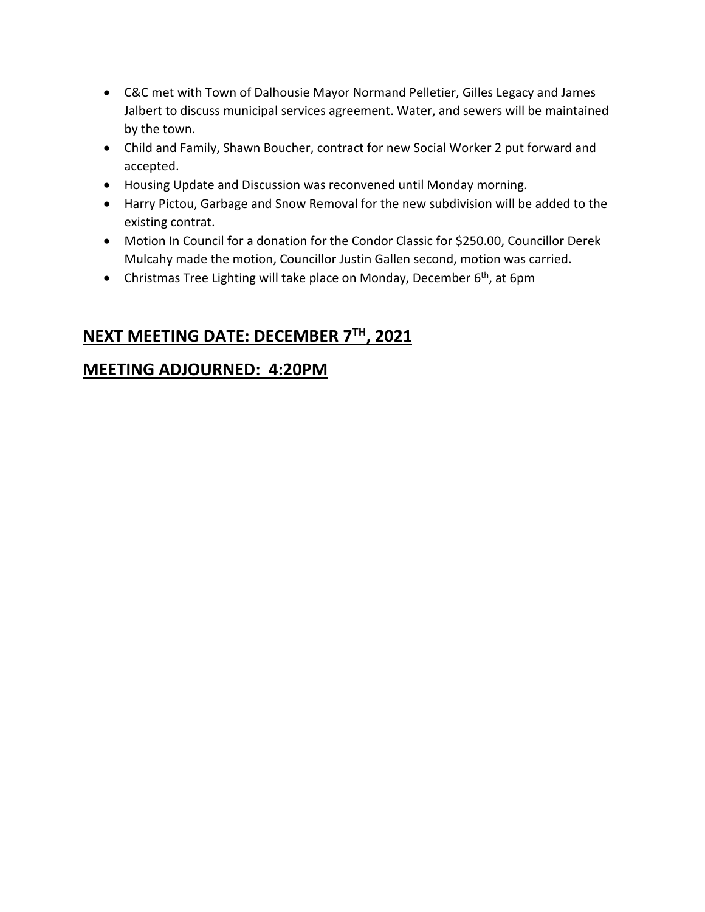- C&C met with Town of Dalhousie Mayor Normand Pelletier, Gilles Legacy and James Jalbert to discuss municipal services agreement. Water, and sewers will be maintained by the town.
- Child and Family, Shawn Boucher, contract for new Social Worker 2 put forward and accepted.
- Housing Update and Discussion was reconvened until Monday morning.
- Harry Pictou, Garbage and Snow Removal for the new subdivision will be added to the existing contrat.
- Motion In Council for a donation for the Condor Classic for $250.00, Councillor Derek Mulcahy made the motion, Councillor Justin Gallen second, motion was carried.
- Christmas Tree Lighting will take place on Monday, December 6th, at 6pm

## **NEXT MEETING DATE: DECEMBER 7TH, 2021**

## **MEETING ADJOURNED: 4:20PM**